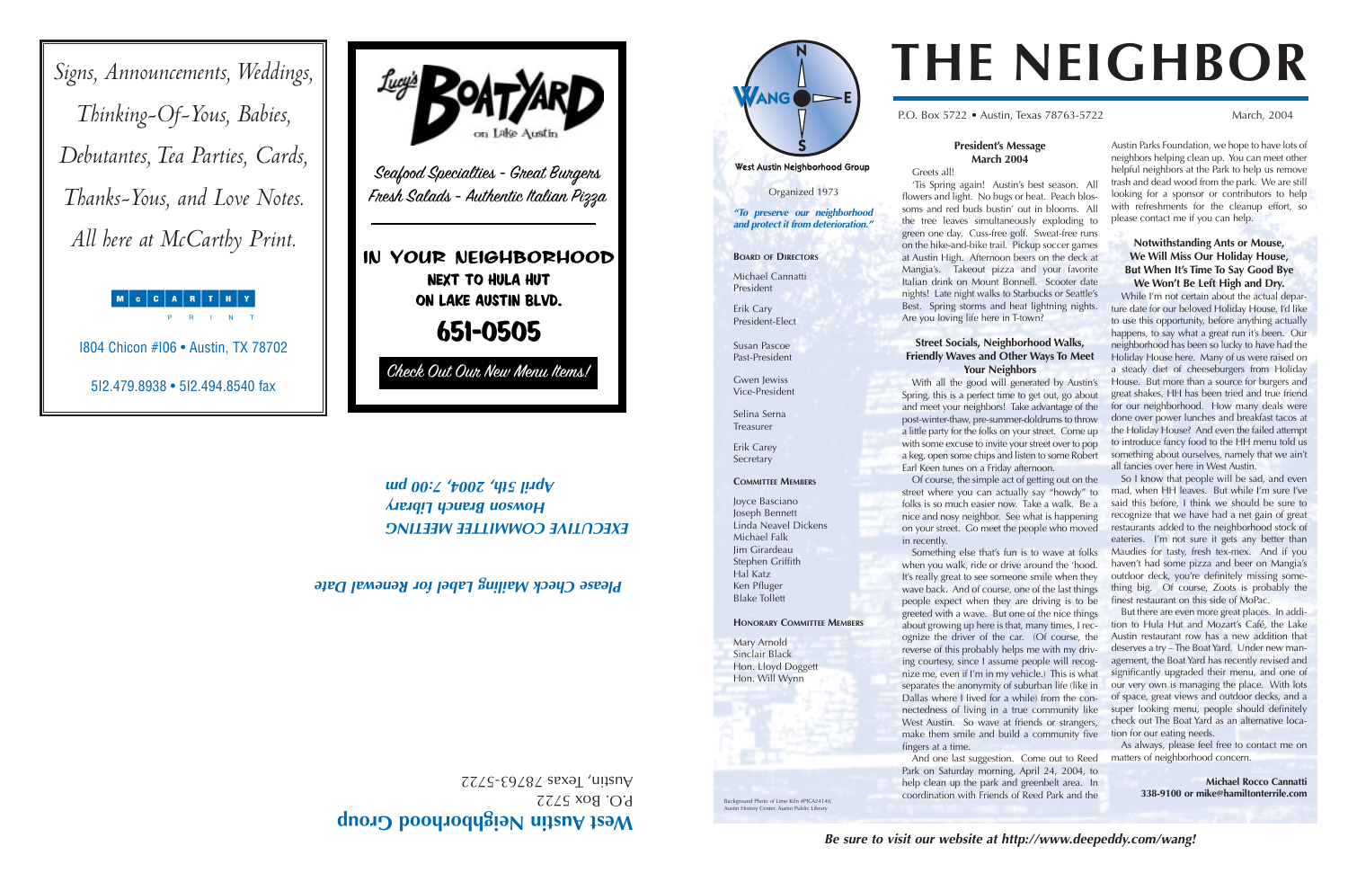*Signs, Announcements, Weddings, Thinking-Of-Yous, Babies, Debutantes, Tea Parties, Cards, Thanks-Yous, and Love Notes. All here at McCarthy Print.*

McCARTHY PRINT

1804 Chicon #106 • Austin, TX 78702

512.479.8938 • 512.494.8540 fax

Lucy's BOATYARD on Lake Austin

*Seafood Specialties - Great Burgers*
*Fresh Salads - Authentic Italian Pizza*

IN YOUR NEIGHBORHOOD
NEXT TO HULA HUT
ON LAKE AUSTIN BLVD.

651-0505

*Check Out Our New Menu Items!*

***EXECUTIVE COMMITTEE MEETING***
***Howson Branch Library***
***April 5th, 2004, 7:00 pm***

***Please Check Mailing Label for Renewal Date***

**West Austin Neighborhood Group**
P.O. Box 5722
Austin, Texas 78763-5722

---

# THE NEIGHBOR

P.O. Box 5722 • Austin, Texas 78763-5722 March, 2004

**West Austin Neighborhood Group**

Organized 1973

***"To preserve our neighborhood and protect it from deterioration."***

**Board of Directors**

Michael Cannatti
President

Erik Cary
President-Elect

Susan Pascoe
Past-President

Gwen Jewiss
Vice-President

Selina Serna
Treasurer

Erik Carey
Secretary

**Committee Members**

Joyce Basciano
Joseph Bennett
Linda Neavel Dickens
Michael Falk
Jim Girardeau
Stephen Griffith
Hal Katz
Ken Pfluger
Blake Tollett

**Honorary Committee Members**

Mary Arnold
Sinclair Black
Hon. Lloyd Doggett
Hon. Will Wynn

Background Photo of Lime Kiln #PICA24140, Austin History Center, Austin Public Library

## President's Message
### March 2004

Greets all!

'Tis Spring again! Austin's best season. All flowers and light. No bugs or heat. Peach blossoms and red buds bustin' out in blooms. All the tree leaves simultaneously exploding to green one day. Cuss-free golf. Sweat-free runs on the hike-and-bike trail. Pickup soccer games at Austin High. Afternoon beers on the deck at Mangia's. Takeout pizza and your favorite Italian drink on Mount Bonnell. Scooter date nights! Late night walks to Starbucks or Seattle's Best. Spring storms and heat lightning nights. Are you loving life here in T-town?

### Street Socials, Neighborhood Walks, Friendly Waves and Other Ways To Meet Your Neighbors

With all the good will generated by Austin's Spring, this is a perfect time to get out, go about and meet your neighbors! Take advantage of the post-winter-thaw, pre-summer-doldrums to throw a little party for the folks on your street. Come up with some excuse to invite your street over to pop a keg, open some chips and listen to some Robert Earl Keen tunes on a Friday afternoon.

Of course, the simple act of getting out on the street where you can actually say "howdy" to folks is so much easier now. Take a walk. Be a nice and nosy neighbor. See what is happening on your street. Go meet the people who moved in recently.

Something else that's fun is to wave at folks when you walk, ride or drive around the 'hood. It's really great to see someone smile when they wave back. And of course, one of the last things people expect when they are driving is to be greeted with a wave. But one of the nice things about growing up here is that, many times, I recognize the driver of the car. (Of course, the reverse of this probably helps me with my driving courtesy, since I assume people will recognize me, even if I'm in my vehicle.) This is what separates the anonymity of suburban life (like in Dallas where I lived for a while) from the connectedness of living in a true community like West Austin. So wave at friends or strangers, make them smile and build a community five fingers at a time.

And one last suggestion. Come out to Reed Park on Saturday morning, April 24, 2004, to help clean up the park and greenbelt area. In coordination with Friends of Reed Park and the Austin Parks Foundation, we hope to have lots of neighbors helping clean up. You can meet other helpful neighbors at the Park to help us remove trash and dead wood from the park. We are still looking for a sponsor or contributors to help with refreshments for the cleanup effort, so please contact me if you can help.

### Notwithstanding Ants or Mouse, We Will Miss Our Holiday House, But When It's Time To Say Good Bye We Won't Be Left High and Dry.

While I'm not certain about the actual departure date for our beloved Holiday House, I'd like to use this opportunity, before anything actually happens, to say what a great run it's been. Our neighborhood has been so lucky to have had the Holiday House here. Many of us were raised on a steady diet of cheeseburgers from Holiday House. But more than a source for burgers and great shakes, HH has been tried and true friend for our neighborhood. How many deals were done over power lunches and breakfast tacos at the Holiday House? And even the failed attempt to introduce fancy food to the HH menu told us something about ourselves, namely that we ain't all fancies over here in West Austin.

So I know that people will be sad, and even mad, when HH leaves. But while I'm sure I've said this before, I think we should be sure to recognize that we have had a net gain of great restaurants added to the neighborhood stock of eateries. I'm not sure it gets any better than Maudies for tasty, fresh tex-mex. And if you haven't had some pizza and beer on Mangia's outdoor deck, you're definitely missing something big. Of course, Zoots is probably the finest restaurant on this side of MoPac.

But there are even more great places. In addition to Hula Hut and Mozart's Café, the Lake Austin restaurant row has a new addition that deserves a try – The Boat Yard. Under new management, the Boat Yard has recently revised and significantly upgraded their menu, and one of our very own is managing the place. With lots of space, great views and outdoor decks, and a super looking menu, people should definitely check out The Boat Yard as an alternative location for our eating needs.

As always, please feel free to contact me on matters of neighborhood concern.

**Michael Rocco Cannatti**
**338-9100 or mike@hamiltonterrile.com**

***Be sure to visit our website at http://www.deepeddy.com/wang!***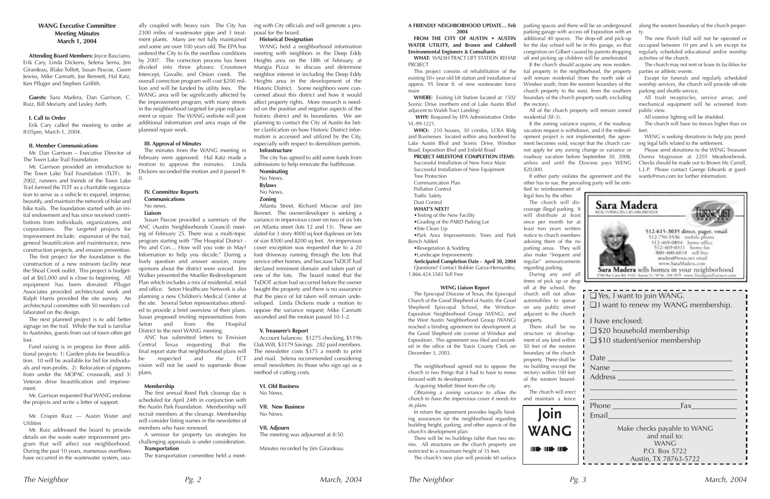## WANG Executive Committee Meeting Minutes
### March 1, 2004

**Attending Board Members:** Joyce Basciano, Erik Cary, Linda Dickens, Selena Serna, Jim Girardeau, Blake Tollett, Susan Pascoe, Gwen Jewiss, Mike Cannatti, Joe Bennett, Hal Katz, Ken Pfluger and Stephen Griffith.

**Guests:** Sara Madera, Dan Garrison, C. Ruiz, Bill Moriarty and Lesley Airth.

**I. Call to Order**

Erik Cary called the meeting to order at 8:05pm, March 1, 2004.

**II. Member Communications**

Mr. Dan Garrison – Executive Director of The Town Lake Trail Foundation

Mr. Garrison provided an introduction to The Town Lake Trail Foundation (TLTF). In 2002, runners and friends of the Town Lake Trail formed the TLTF as a charitable organization to serve as a vehicle to expand, improve, beautify, and maintain the network of hike and bike trails. The foundation started with an initial endowment and has since received contributions from individuals, organizations, and corporations. The targeted projects for improvement include: expansion of the trail, general beautification and maintenance, new construction projects, and erosion prevention.

The first project for the foundation is the construction of a new restroom facility near the Shoal Creek outlet. This project is budgeted at $65,000 and is close to beginning. All equipment has been donated. Pfluger Associates provided architectural work and Ralph Harris provided the site survey. An architectural committee with 50 members collaborated on the design.

The next planned project is to add better signage on the trail. While the trail is familiar to Austinites, guests from out of town often get lost.

Fund raising is in progress for three additional projects: 1) Garden plots for beautification. 10 will be available for bid for individuals and non-profits. 2) Relocation of pigeons from under the MOPAC crosswalk, and 3) Veteran drive beautification and improvement.

Mr. Garrison requested that WANG endorse the projects and write a letter of support.

Mr. Crispin Ruiz — Austin Water and Utilities

Mr. Ruiz addressed the board to provide details on the waste water improvement program that will affect our neighborhood. During the past 10 years, numerous overflows have occurred in the wastewater system, usually coupled with heavy rain. The City has 2300 miles of wastewater pipe and 3 treatment plants. Many are not fully maintained and some are over 100 years old. The EPA has ordered the City to fix the overflow conditions by 2007. The correction process has been divided into three phases: Crosstown Intercept, Govalle, and Onion creek. The overall correction program will cost $200 million and will be funded by utility fees. The WANG area will be significantly affected by the improvement program, with many streets in the neighborhood targeted for pipe replacement or repair. The WANG website will post additional information and area maps of the planned repair work.

**III. Approval of Minutes**

The minutes from the WANG meeting in February were approved. Hal Katz made a motion to approve the minutes. Linda Dickens seconded the motion and it passed 9-0.

**IV. Committee Reports**

**Communications**

No news.

**Liaison**

Susan Pascoe provided a summary of the ANC (Austin Neighborhoods Council) meeting of February 25. There was a multi-topic program starting with "The Hospital District - Pro and Con.... How will you vote in May? Information to help you decide." During a lively question and answer session, many opinions about the district were voiced. Jim Walker presented the Mueller Redevelopment Plan which includes a mix of residential, retail and office. Seton Healthcare Network is also planning a new Children's Medical Center at the site. Several Seton representatives attended to provide a brief overview of their plans. Susan proposed inviting representatives from Seton and from the Hospital District to the next WANG meeting.

ANC has submitted letters to Envision Central Texas requesting that the final report state that neighborhood plans will be respected and the ECT vision will not be used to supersede those plans.

**Membership**

The first annual Reed Park cleanup day is scheduled for April 24th in conjunction with the Austin Park Foundation. Membership will recruit members at the cleanup. Membership will consider listing names in the newsletter of members who have renewed.

A seminar for property tax strategies for challenging appraisals is under consideration.

**Transportation**

The transportation committee held a meeting with City officials and will generate a proposal for the board.

**Historical Designation**

WANG held a neighborhood information meeting with neighbors in the Deep Eddy Heights area on the 18th of February, at Mangia Pizza to discuss and determine neighbor interest in including the Deep Eddy Heights area in the development of the Historic District. Some neighbors were concerned about this district and how it would affect property rights. More research is needed on the positive and negative aspects of the historic district and its boundaries. We are planning to contact the City of Austin for better clarification on how Historic District information is accessed and utilized by the City, especially with respect to demolition permits.

**Infrastructure**

The city has agreed to add some funds from admissions to help renovate the bathhouse.

**Nominating**

No News.

**Bylaws**

No News.

**Zoning**

Atlanta Street, Richard Miscoe and Jim Bennet. The owner/developer is seeking a variance in impervious cover on two of six lots on Atlanta street (lots 12 and 13). These are slated for 3 story 4000 sq foot duplexes on lots of size 8500 and 8200 sq feet. An impervious cover exception was requested due to a 20 foot driveway running through the lots that service other homes, and because TxDOT had declared imminent domain and taken part of one of the lots. The board noted that the TxDOT action had occurred before the owner bought the property and there is no assurance that the piece of lot taken will remain undeveloped. Linda Dickens made a motion to oppose the variance request; Mike Cannatti seconded and the motion passed 10-1-2.

**V. Treasurer's Report**

Account balances: $1275 checking, $1196 Oak Wilt, $3179 Savings. 282 paid members. The newsletter costs $375 a month to print and mail. Selena recommended considering email newsletters (to those who sign up) as a method of cutting costs.

**VI. Old Business**

No News.

**VII. New Business**

No News.

**VII. Adjourn**

The meeting was adjourned at 8:50.

Minutes recorded by Jim Girardeau.

---

**A FRIENDLY NEIGHBORHOOD UPDATE… Feb 2004**

**FROM THE CITY OF AUSTIN • AUSTIN WATER UTILITY, and Brown and Caldwell Environmental Engineers & Consultants**

**WHAT:** WALSH TRACT LIFT STATION REHAB PROJECT

This project consists of rehabilitation of the existing 50+ year old lift station and installation of approx. 95 linear ft. of new wastewater force main

**WHERE:** Existing Lift Station located at: 1502 Scenic Drive (northern end of Lake Austin Blvd adjacent to Walsh Tract Landing)

**WHY:** Required by EPA Administrative Order VL-99-1221.

**WHO:** 210 houses, 30 condos, LCRA Bldg and Businesses located within area bordered by Lake Austin Blvd and Scenic Drive, Windsor Road, Exposition Blvd and Enfield Road

**PROJECT MILESTONE COMPLETION ITEMS:**

Successful Installation of New Force Main
Successful Installation of New Equipment
Tree Protection
Communication Plan
Pollution Control
Traffic Safety
Dust Control

**WHAT'S NEXT?**

- Testing of the New Facility
- Grading of the PARD Parking Lot
- Site Clean Up
- Park Area Improvements: Trees and Park Bench Added
- Revegetation & Sodding
- Landscape Improvements

**Anticipated Completion Date - April 30, 2004**

Questions? Contact Bobbie Garza-Hernandez, 1.866.424.3583 Toll Free

**WENG Liaison Report**

The Episcopal Diocese of Texas, the Episcopal Church of the Good Shepherd of Austin, the Good Shepherd Episcopal School, the Windsor-Exposition Neighborhood Group (WENG), and the West Austin Neighborhood Group (WANG) reached a binding agreement for development at the Good Shepherd site (corner of Windsor and Exposition). This agreement was filed and recorded in the office of the Travis County Clerk on December 3, 2003.

The neighborhood agreed not to oppose the church in two things that it had to have to move forward with its development:

*Acquiring Moffett Street from the city.*

*Obtaining a zoning variance to allow the church to have the impervious cover it needs for its plans.*

In return the agreement provides legally binding assurances for the neighborhood regarding building height, parking, and other aspects of the church's development plan:

There will be no buildings taller than two stories. All structures on the church property are restricted to a maximum height of 35 feet.

The church's new plan will provide 60 surface parking spaces and there will be an underground parking garage with access off Exposition with an additional 40 spaces. The drop-off and pick-up for the day school will be in this garage, so that congestion on Gilbert caused by parents dropping off and picking up children will be ameliorated.

If the church should acquire any new residential property in the neighborhood, the property will remain residential (from the north side of Windsor south, from the western boundary of the church property to the west, from the southern boundary of the church property both, excluding the rectory).

All of the church property will remain zoned residential (SF-3).

If the zoning variance expires, if the roadway vacation request is withdrawn, and if the redevelopment project is not implemented, the agreement becomes void, except that the church cannot apply for any zoning change or variance or roadway vacation before September 30, 2008, unless and until the Diocese pays WENG $20,000.

If either party violates the agreement and the other has to sue, the prevailing party will be entitled to reimbursement of legal fees by the other.

The church will discourage illegal parking. It will distribute at least once per month for at least two years written notice to church members advising them of the no parking areas. They will also make "frequent and regular" announcements regarding parking.

During any and all times of pick up or drop off at the school, the church will not allow automobiles to queue on any public street adjacent to the church property.

There shall be no structure or development of any kind within 50 feet of the western boundary of the church property. There shall be no building (except the rectory) within 100 feet of the western boundary.

The church will erect and maintain a fence along the western boundary of the church property.

The new Parish Hall will not be operated or occupied between 10 pm and 6 am except for regularly scheduled educational and/or worship activities of the church.

The church may not rent or lease its facilities for parties or athletic events.

Except for funerals and regularly scheduled worship services, the church will provide off-site parking and shuttle service.

All trash receptacles, service areas, and mechanical equipment will be screened from public view.

All exterior lighting will be shielded.

The church will have no fences higher than six feet.

WENG is seeking donations to help pay pending legal bills related to the settlement.

Please send donations to the WENG Treasurer Donna Magnuson at 2205 Meadowbrook. Checks should be made out to Brown Mc Carroll, L.L.P. Please contact George Edwards at gaedwards@msn.com for further information.

**Join WANG**

---

**Sara Madera**
REALTOR®,CRS,GRI,ABR,BROKER

TURNQUIST PARTNERS

512-615-3035 direct, pager, vmail
512-750-5536 mobile phone
512-469-0894 home office
512-469-0311 home fax
800-400-6018 toll free
madera@texas.net email
www.SaraMadera.com

**Sara Madera** sells homes in your neighborhood
3700 Bee Cave Rd. #102 Austin, Tx 78746. 328-3939 www.TurnquistPartners.com

---

☐ Yes, I want to join WANG.
☐ I want to renew my WANG membership.

I have enclosed:
☐ $20 household membership
☐ $10 student/senior membership

Date ______________________
Name ______________________
Address ______________________
______________________
______________________
Phone ______________ Fax ______________
Email ______________________

Make checks payable to WANG
and mail to:
WANG
P.O. Box 5722
Austin, TX 78763-5722